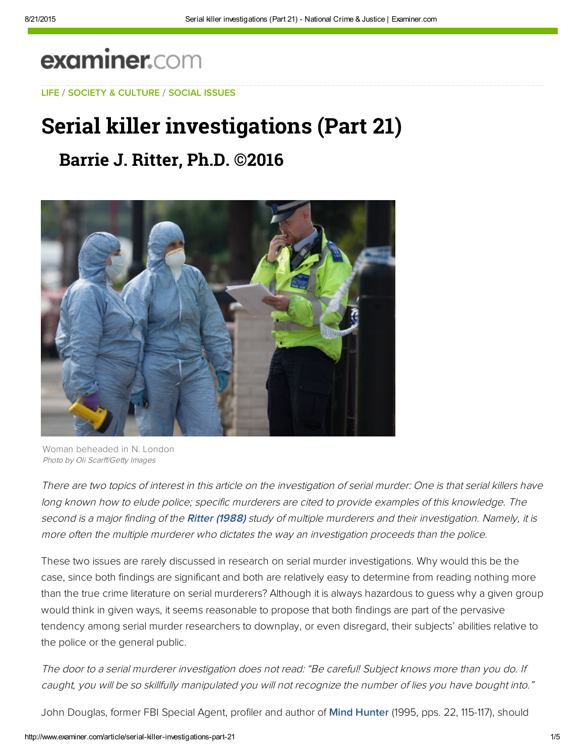examiner.com

LIFE / SOCIETY & CULTURE / SOCIAL ISSUES

# Serial killer investigations (Part 21)

## Barrie J. Ritter, Ph.D. ©2016

Woman beheaded in N. London
*Photo by Oli Scarff/Getty Images*

*There are two topics of interest in this article on the investigation of serial murder: One is that serial killers have long known how to elude police; specific murderers are cited to provide examples of this knowledge. The second is a major finding of the* ***Ritter (1988)*** *study of multiple murderers and their investigation. Namely, it is more often the multiple murderer who dictates the way an investigation proceeds than the police.*

These two issues are rarely discussed in research on serial murder investigations. Why would this be the case, since both findings are significant and both are relatively easy to determine from reading nothing more than the true crime literature on serial murderers? Although it is always hazardous to guess why a given group would think in given ways, it seems reasonable to propose that both findings are part of the pervasive tendency among serial murder researchers to downplay, or even disregard, their subjects' abilities relative to the police or the general public.

*The door to a serial murderer investigation does not read: "Be careful! Subject knows more than you do. If caught, you will be so skillfully manipulated you will not recognize the number of lies you have bought into."*

John Douglas, former FBI Special Agent, profiler and author of **Mind Hunter** (1995, pps. 22, 115-117), should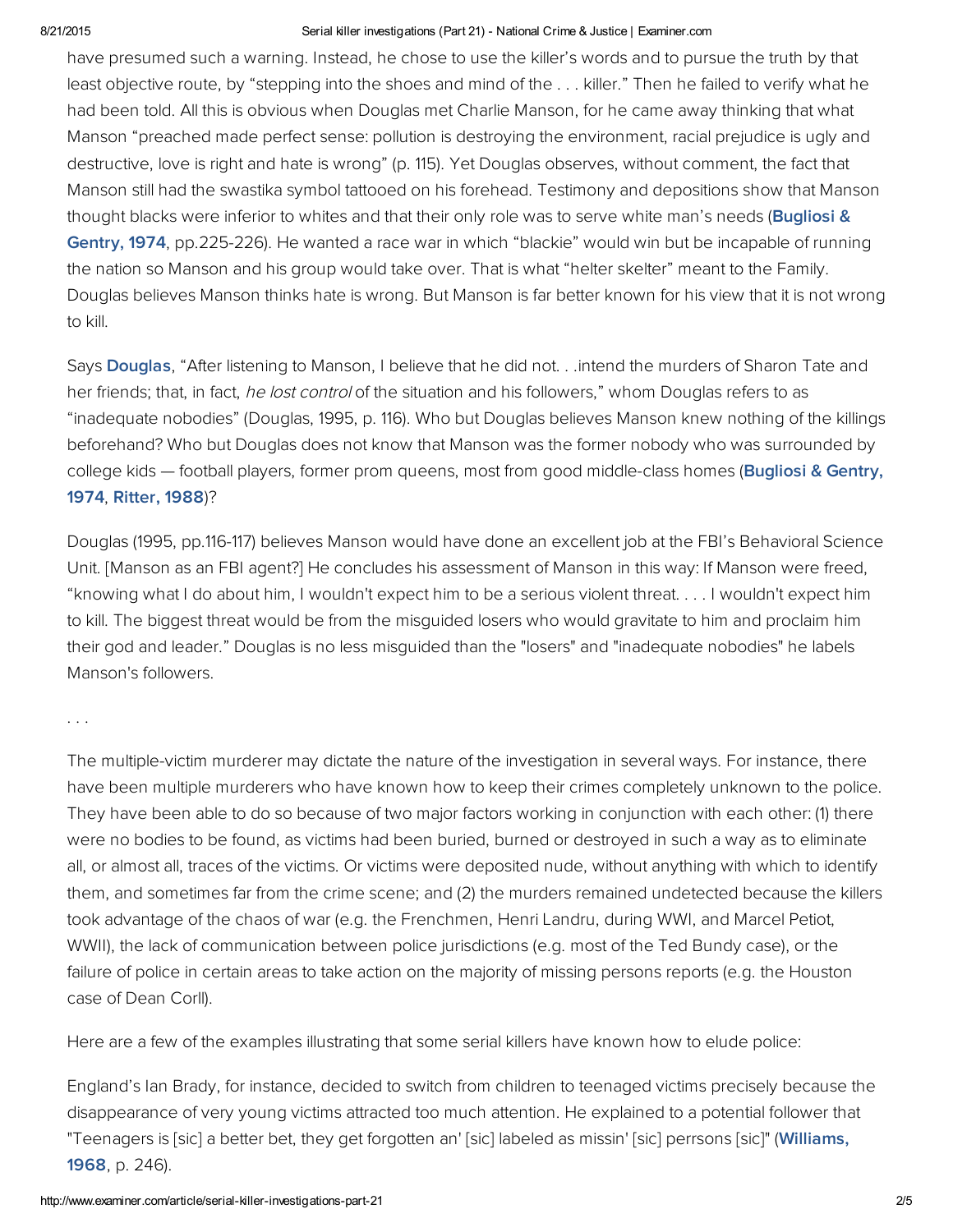have presumed such a warning. Instead, he chose to use the killer's words and to pursue the truth by that least objective route, by "stepping into the shoes and mind of the . . . killer." Then he failed to verify what he had been told. All this is obvious when Douglas met Charlie Manson, for he came away thinking that what Manson "preached made perfect sense: pollution is destroying the environment, racial prejudice is ugly and destructive, love is right and hate is wrong" (p. 115). Yet Douglas observes, without comment, the fact that Manson still had the swastika symbol tattooed on his forehead. Testimony and depositions show that Manson thought blacks were inferior to whites and that their only role was to serve white man's needs (**Bugliosi & Gentry, 1974**, pp.225-226). He wanted a race war in which "blackie" would win but be incapable of running the nation so Manson and his group would take over. That is what "helter skelter" meant to the Family. Douglas believes Manson thinks hate is wrong. But Manson is far better known for his view that it is not wrong to kill.

Says **Douglas**, "After listening to Manson, I believe that he did not. . .intend the murders of Sharon Tate and her friends; that, in fact, *he lost control* of the situation and his followers," whom Douglas refers to as "inadequate nobodies" (Douglas, 1995, p. 116). Who but Douglas believes Manson knew nothing of the killings beforehand? Who but Douglas does not know that Manson was the former nobody who was surrounded by college kids — football players, former prom queens, most from good middle-class homes (**Bugliosi & Gentry, 1974**, **Ritter, 1988**)?

Douglas (1995, pp.116-117) believes Manson would have done an excellent job at the FBI's Behavioral Science Unit. [Manson as an FBI agent?] He concludes his assessment of Manson in this way: If Manson were freed, "knowing what I do about him, I wouldn't expect him to be a serious violent threat. . . . I wouldn't expect him to kill. The biggest threat would be from the misguided losers who would gravitate to him and proclaim him their god and leader." Douglas is no less misguided than the "losers" and "inadequate nobodies" he labels Manson's followers.

. . .

The multiple-victim murderer may dictate the nature of the investigation in several ways. For instance, there have been multiple murderers who have known how to keep their crimes completely unknown to the police. They have been able to do so because of two major factors working in conjunction with each other: (1) there were no bodies to be found, as victims had been buried, burned or destroyed in such a way as to eliminate all, or almost all, traces of the victims. Or victims were deposited nude, without anything with which to identify them, and sometimes far from the crime scene; and (2) the murders remained undetected because the killers took advantage of the chaos of war (e.g. the Frenchmen, Henri Landru, during WWI, and Marcel Petiot, WWII), the lack of communication between police jurisdictions (e.g. most of the Ted Bundy case), or the failure of police in certain areas to take action on the majority of missing persons reports (e.g. the Houston case of Dean Corll).

Here are a few of the examples illustrating that some serial killers have known how to elude police:

England's Ian Brady, for instance, decided to switch from children to teenaged victims precisely because the disappearance of very young victims attracted too much attention. He explained to a potential follower that "Teenagers is [sic] a better bet, they get forgotten an' [sic] labeled as missin' [sic] perrsons [sic]" (**Williams, 1968**, p. 246).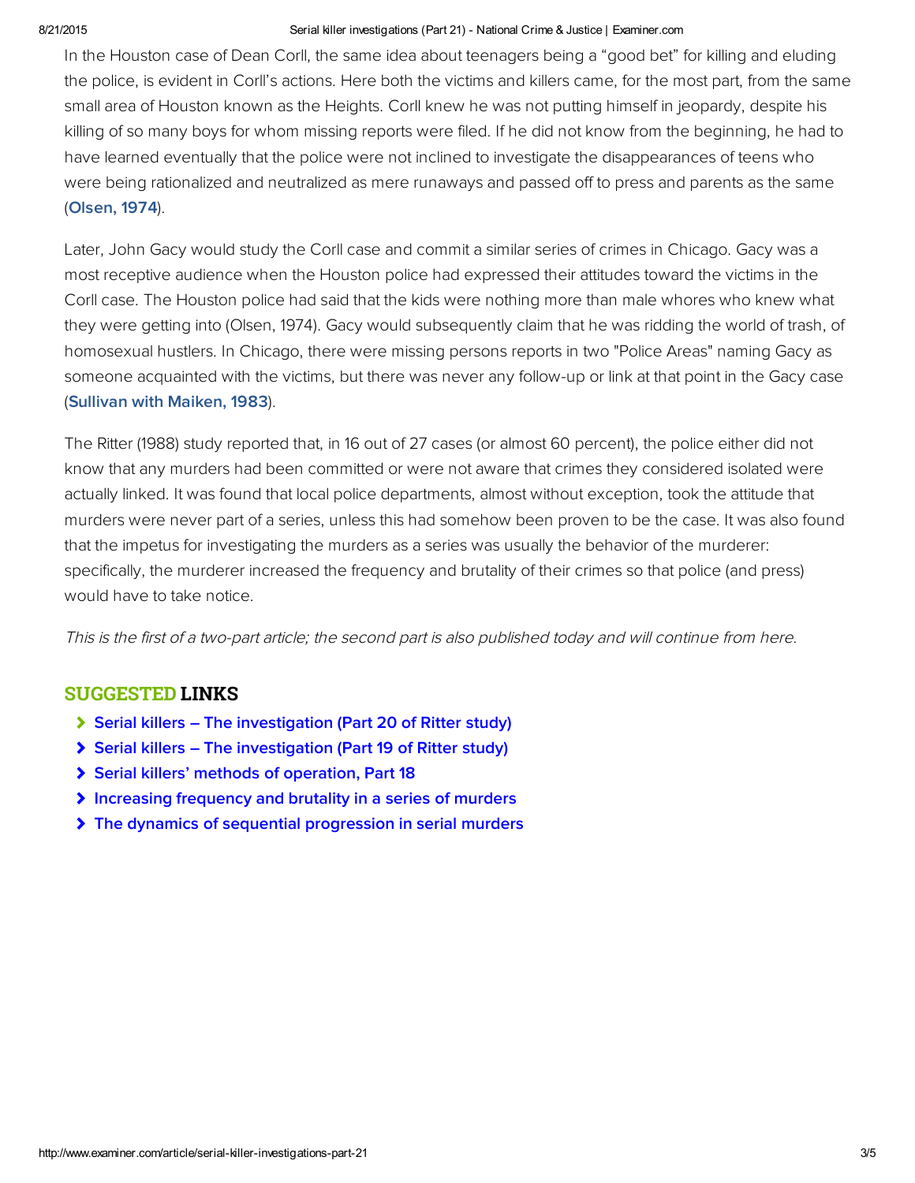In the Houston case of Dean Corll, the same idea about teenagers being a "good bet" for killing and eluding the police, is evident in Corll's actions. Here both the victims and killers came, for the most part, from the same small area of Houston known as the Heights. Corll knew he was not putting himself in jeopardy, despite his killing of so many boys for whom missing reports were filed. If he did not know from the beginning, he had to have learned eventually that the police were not inclined to investigate the disappearances of teens who were being rationalized and neutralized as mere runaways and passed off to press and parents as the same (**Olsen, 1974**).

Later, John Gacy would study the Corll case and commit a similar series of crimes in Chicago. Gacy was a most receptive audience when the Houston police had expressed their attitudes toward the victims in the Corll case. The Houston police had said that the kids were nothing more than male whores who knew what they were getting into (Olsen, 1974). Gacy would subsequently claim that he was ridding the world of trash, of homosexual hustlers. In Chicago, there were missing persons reports in two "Police Areas" naming Gacy as someone acquainted with the victims, but there was never any follow-up or link at that point in the Gacy case (**Sullivan with Maiken, 1983**).

The Ritter (1988) study reported that, in 16 out of 27 cases (or almost 60 percent), the police either did not know that any murders had been committed or were not aware that crimes they considered isolated were actually linked. It was found that local police departments, almost without exception, took the attitude that murders were never part of a series, unless this had somehow been proven to be the case. It was also found that the impetus for investigating the murders as a series was usually the behavior of the murderer: specifically, the murderer increased the frequency and brutality of their crimes so that police (and press) would have to take notice.

*This is the first of a two-part article; the second part is also published today and will continue from here.*

## SUGGESTED LINKS

- Serial killers – The investigation (Part 20 of Ritter study)
- Serial killers – The investigation (Part 19 of Ritter study)
- Serial killers' methods of operation, Part 18
- Increasing frequency and brutality in a series of murders
- The dynamics of sequential progression in serial murders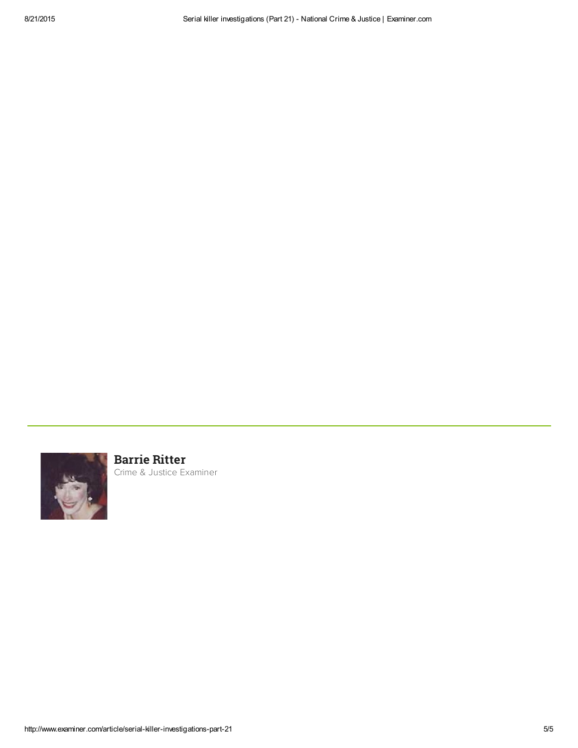---

**Barrie Ritter**
Crime & Justice Examiner